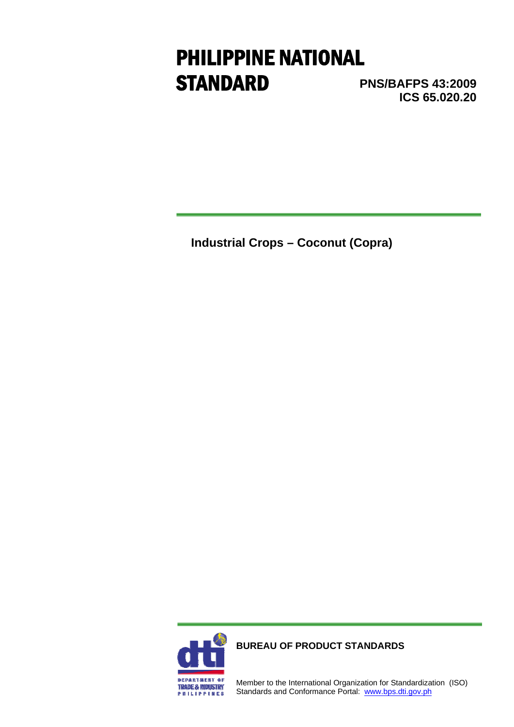# PHILIPPINE NATIONAL STANDARD

**PNS/BAFPS 43:2009**
**ICS 65.020.20**

## Industrial Crops – Coconut (Copra)

**BUREAU OF PRODUCT STANDARDS**

Member to the International Organization for Standardization (ISO)
Standards and Conformance Portal: www.bps.dti.gov.ph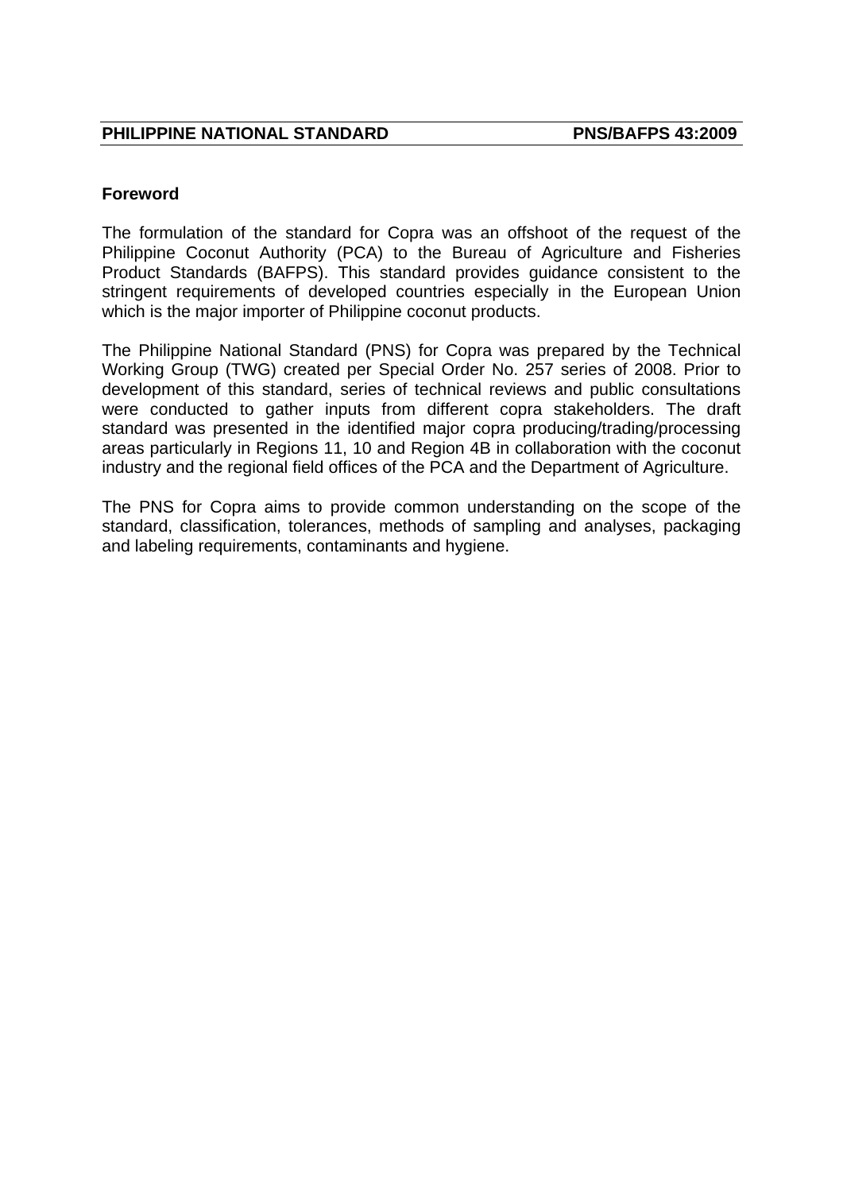## Foreword

The formulation of the standard for Copra was an offshoot of the request of the Philippine Coconut Authority (PCA) to the Bureau of Agriculture and Fisheries Product Standards (BAFPS). This standard provides guidance consistent to the stringent requirements of developed countries especially in the European Union which is the major importer of Philippine coconut products.

The Philippine National Standard (PNS) for Copra was prepared by the Technical Working Group (TWG) created per Special Order No. 257 series of 2008. Prior to development of this standard, series of technical reviews and public consultations were conducted to gather inputs from different copra stakeholders. The draft standard was presented in the identified major copra producing/trading/processing areas particularly in Regions 11, 10 and Region 4B in collaboration with the coconut industry and the regional field offices of the PCA and the Department of Agriculture.

The PNS for Copra aims to provide common understanding on the scope of the standard, classification, tolerances, methods of sampling and analyses, packaging and labeling requirements, contaminants and hygiene.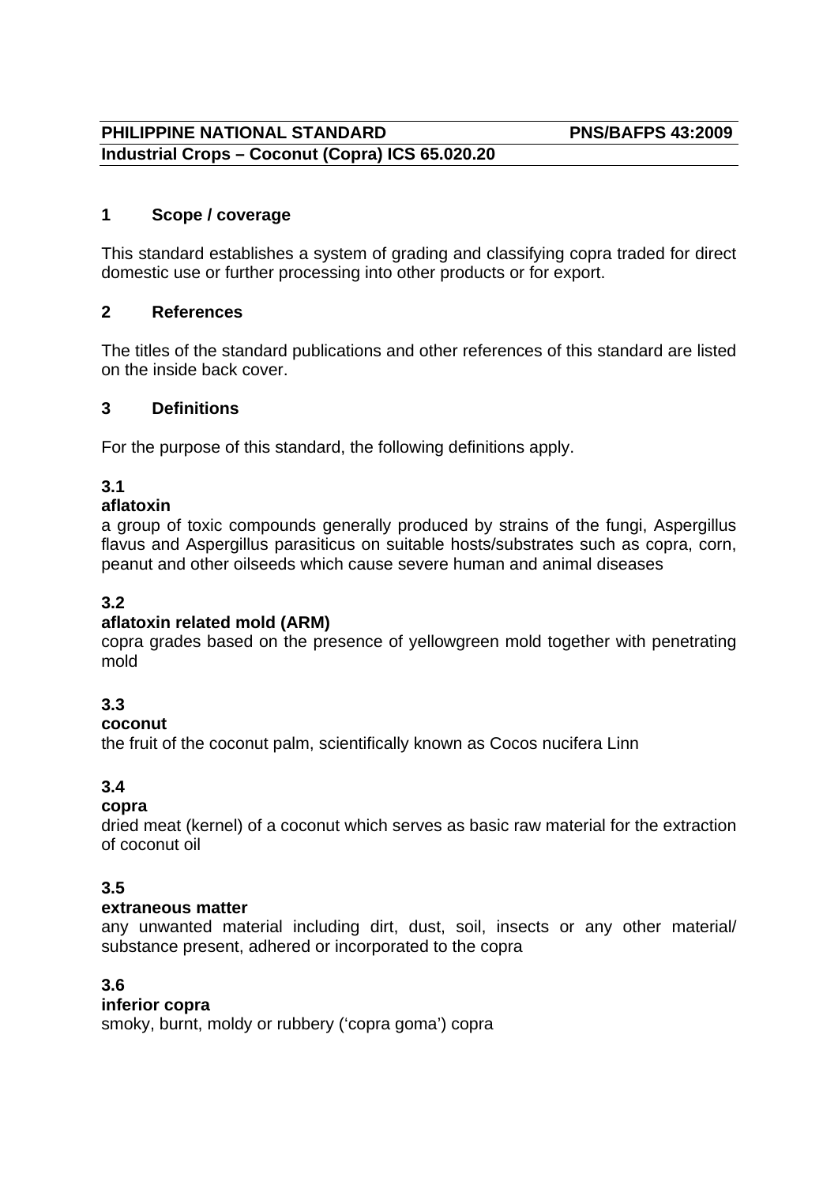**PHILIPPINE NATIONAL STANDARD** **PNS/BAFPS 43:2009**
**Industrial Crops – Coconut (Copra) ICS 65.020.20**

## 1 Scope / coverage

This standard establishes a system of grading and classifying copra traded for direct domestic use or further processing into other products or for export.

## 2 References

The titles of the standard publications and other references of this standard are listed on the inside back cover.

## 3 Definitions

For the purpose of this standard, the following definitions apply.

**3.1**
**aflatoxin**
a group of toxic compounds generally produced by strains of the fungi, Aspergillus flavus and Aspergillus parasiticus on suitable hosts/substrates such as copra, corn, peanut and other oilseeds which cause severe human and animal diseases

**3.2**
**aflatoxin related mold (ARM)**
copra grades based on the presence of yellowgreen mold together with penetrating mold

**3.3**
**coconut**
the fruit of the coconut palm, scientifically known as Cocos nucifera Linn

**3.4**
**copra**
dried meat (kernel) of a coconut which serves as basic raw material for the extraction of coconut oil

**3.5**
**extraneous matter**
any unwanted material including dirt, dust, soil, insects or any other material/ substance present, adhered or incorporated to the copra

**3.6**
**inferior copra**
smoky, burnt, moldy or rubbery ('copra goma') copra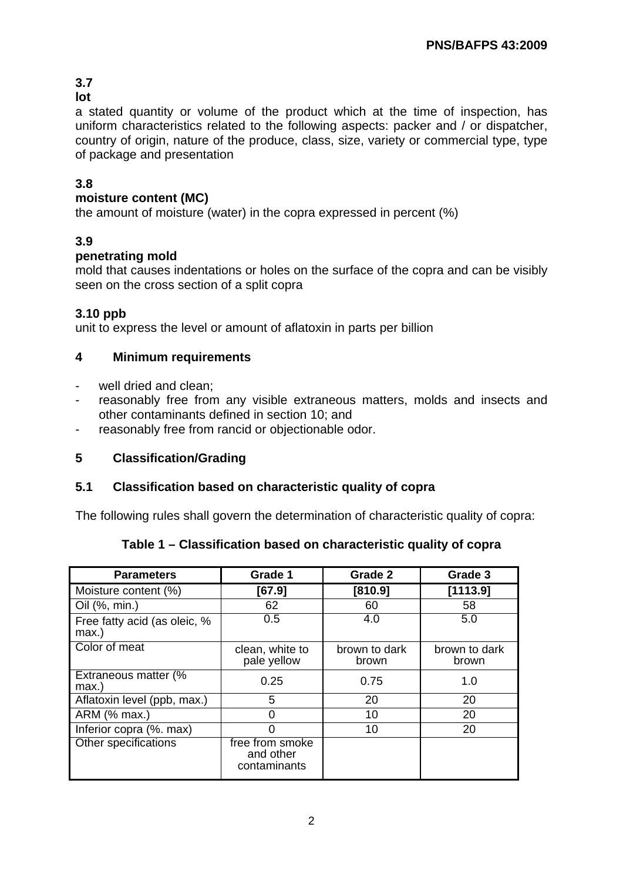**3.7**
**lot**
a stated quantity or volume of the product which at the time of inspection, has uniform characteristics related to the following aspects: packer and / or dispatcher, country of origin, nature of the produce, class, size, variety or commercial type, type of package and presentation

**3.8**
**moisture content (MC)**
the amount of moisture (water) in the copra expressed in percent (%)

**3.9**
**penetrating mold**
mold that causes indentations or holes on the surface of the copra and can be visibly seen on the cross section of a split copra

**3.10 ppb**
unit to express the level or amount of aflatoxin in parts per billion

## 4 Minimum requirements

- well dried and clean;
- reasonably free from any visible extraneous matters, molds and insects and other contaminants defined in section 10; and
- reasonably free from rancid or objectionable odor.

## 5 Classification/Grading

### 5.1 Classification based on characteristic quality of copra

The following rules shall govern the determination of characteristic quality of copra:

**Table 1 – Classification based on characteristic quality of copra**

| Parameters | Grade 1 | Grade 2 | Grade 3 |
|---|---|---|---|
| Moisture content (%) | **[67.9]** | **[810.9]** | **[1113.9]** |
| Oil (%, min.) | 62 | 60 | 58 |
| Free fatty acid (as oleic, % max.) | 0.5 | 4.0 | 5.0 |
| Color of meat | clean, white to pale yellow | brown to dark brown | brown to dark brown |
| Extraneous matter (% max.) | 0.25 | 0.75 | 1.0 |
| Aflatoxin level (ppb, max.) | 5 | 20 | 20 |
| ARM (% max.) | 0 | 10 | 20 |
| Inferior copra (%. max) | 0 | 10 | 20 |
| Other specifications | free from smoke and other contaminants | | |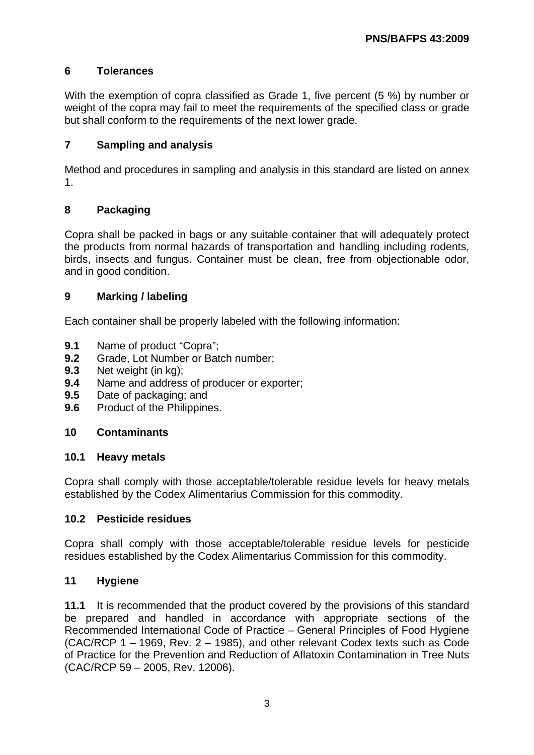## 6 Tolerances

With the exemption of copra classified as Grade 1, five percent (5 %) by number or weight of the copra may fail to meet the requirements of the specified class or grade but shall conform to the requirements of the next lower grade.

## 7 Sampling and analysis

Method and procedures in sampling and analysis in this standard are listed on annex 1.

## 8 Packaging

Copra shall be packed in bags or any suitable container that will adequately protect the products from normal hazards of transportation and handling including rodents, birds, insects and fungus. Container must be clean, free from objectionable odor, and in good condition.

## 9 Marking / labeling

Each container shall be properly labeled with the following information:

**9.1** Name of product "Copra";
**9.2** Grade, Lot Number or Batch number;
**9.3** Net weight (in kg);
**9.4** Name and address of producer or exporter;
**9.5** Date of packaging; and
**9.6** Product of the Philippines.

## 10 Contaminants

### 10.1 Heavy metals

Copra shall comply with those acceptable/tolerable residue levels for heavy metals established by the Codex Alimentarius Commission for this commodity.

### 10.2 Pesticide residues

Copra shall comply with those acceptable/tolerable residue levels for pesticide residues established by the Codex Alimentarius Commission for this commodity.

## 11 Hygiene

**11.1** It is recommended that the product covered by the provisions of this standard be prepared and handled in accordance with appropriate sections of the Recommended International Code of Practice – General Principles of Food Hygiene (CAC/RCP 1 – 1969, Rev. 2 – 1985), and other relevant Codex texts such as Code of Practice for the Prevention and Reduction of Aflatoxin Contamination in Tree Nuts (CAC/RCP 59 – 2005, Rev. 12006).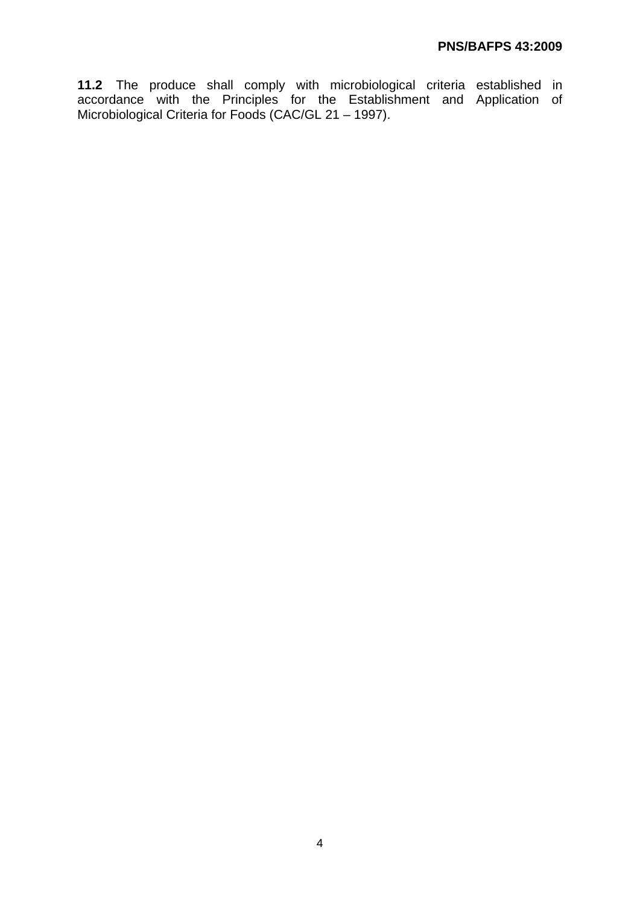**11.2** The produce shall comply with microbiological criteria established in accordance with the Principles for the Establishment and Application of Microbiological Criteria for Foods (CAC/GL 21 – 1997).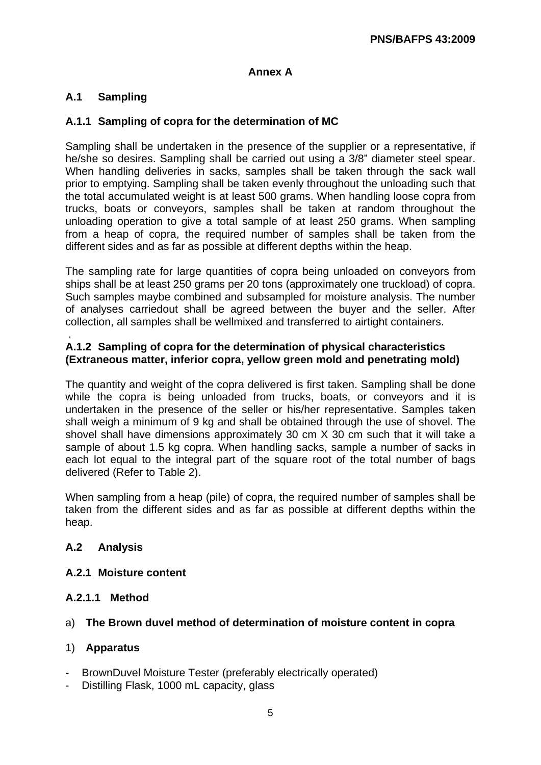## Annex A

### A.1 Sampling

#### A.1.1 Sampling of copra for the determination of MC

Sampling shall be undertaken in the presence of the supplier or a representative, if he/she so desires. Sampling shall be carried out using a 3/8" diameter steel spear. When handling deliveries in sacks, samples shall be taken through the sack wall prior to emptying. Sampling shall be taken evenly throughout the unloading such that the total accumulated weight is at least 500 grams. When handling loose copra from trucks, boats or conveyors, samples shall be taken at random throughout the unloading operation to give a total sample of at least 250 grams. When sampling from a heap of copra, the required number of samples shall be taken from the different sides and as far as possible at different depths within the heap.

The sampling rate for large quantities of copra being unloaded on conveyors from ships shall be at least 250 grams per 20 tons (approximately one truckload) of copra. Such samples maybe combined and subsampled for moisture analysis. The number of analyses carriedout shall be agreed between the buyer and the seller. After collection, all samples shall be wellmixed and transferred to airtight containers.

#### A.1.2 Sampling of copra for the determination of physical characteristics (Extraneous matter, inferior copra, yellow green mold and penetrating mold)

The quantity and weight of the copra delivered is first taken. Sampling shall be done while the copra is being unloaded from trucks, boats, or conveyors and it is undertaken in the presence of the seller or his/her representative. Samples taken shall weigh a minimum of 9 kg and shall be obtained through the use of shovel. The shovel shall have dimensions approximately 30 cm X 30 cm such that it will take a sample of about 1.5 kg copra. When handling sacks, sample a number of sacks in each lot equal to the integral part of the square root of the total number of bags delivered (Refer to Table 2).

When sampling from a heap (pile) of copra, the required number of samples shall be taken from the different sides and as far as possible at different depths within the heap.

### A.2 Analysis

#### A.2.1 Moisture content

##### A.2.1.1 Method

a) **The Brown duvel method of determination of moisture content in copra**

1) **Apparatus**

- BrownDuvel Moisture Tester (preferably electrically operated)
- Distilling Flask, 1000 mL capacity, glass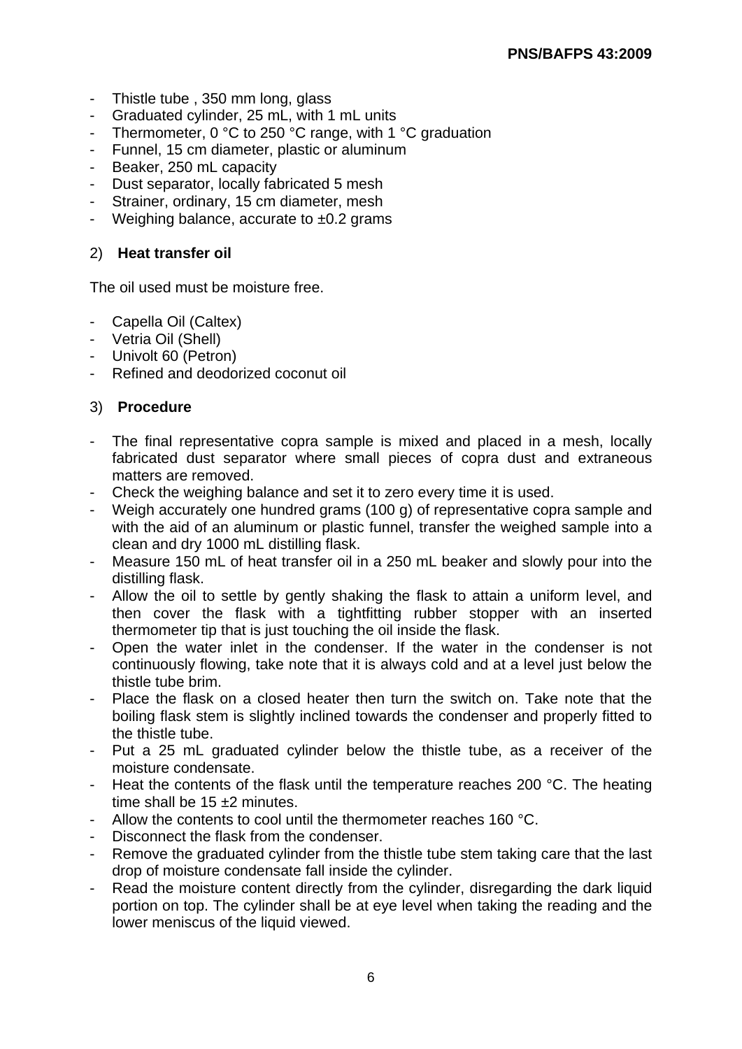- Thistle tube , 350 mm long, glass
- Graduated cylinder, 25 mL, with 1 mL units
- Thermometer, 0 °C to 250 °C range, with 1 °C graduation
- Funnel, 15 cm diameter, plastic or aluminum
- Beaker, 250 mL capacity
- Dust separator, locally fabricated 5 mesh
- Strainer, ordinary, 15 cm diameter, mesh
- Weighing balance, accurate to ±0.2 grams

2) **Heat transfer oil**

The oil used must be moisture free.

- Capella Oil (Caltex)
- Vetria Oil (Shell)
- Univolt 60 (Petron)
- Refined and deodorized coconut oil

3) **Procedure**

- The final representative copra sample is mixed and placed in a mesh, locally fabricated dust separator where small pieces of copra dust and extraneous matters are removed.
- Check the weighing balance and set it to zero every time it is used.
- Weigh accurately one hundred grams (100 g) of representative copra sample and with the aid of an aluminum or plastic funnel, transfer the weighed sample into a clean and dry 1000 mL distilling flask.
- Measure 150 mL of heat transfer oil in a 250 mL beaker and slowly pour into the distilling flask.
- Allow the oil to settle by gently shaking the flask to attain a uniform level, and then cover the flask with a tightfitting rubber stopper with an inserted thermometer tip that is just touching the oil inside the flask.
- Open the water inlet in the condenser. If the water in the condenser is not continuously flowing, take note that it is always cold and at a level just below the thistle tube brim.
- Place the flask on a closed heater then turn the switch on. Take note that the boiling flask stem is slightly inclined towards the condenser and properly fitted to the thistle tube.
- Put a 25 mL graduated cylinder below the thistle tube, as a receiver of the moisture condensate.
- Heat the contents of the flask until the temperature reaches 200 °C. The heating time shall be 15 ±2 minutes.
- Allow the contents to cool until the thermometer reaches 160 °C.
- Disconnect the flask from the condenser.
- Remove the graduated cylinder from the thistle tube stem taking care that the last drop of moisture condensate fall inside the cylinder.
- Read the moisture content directly from the cylinder, disregarding the dark liquid portion on top. The cylinder shall be at eye level when taking the reading and the lower meniscus of the liquid viewed.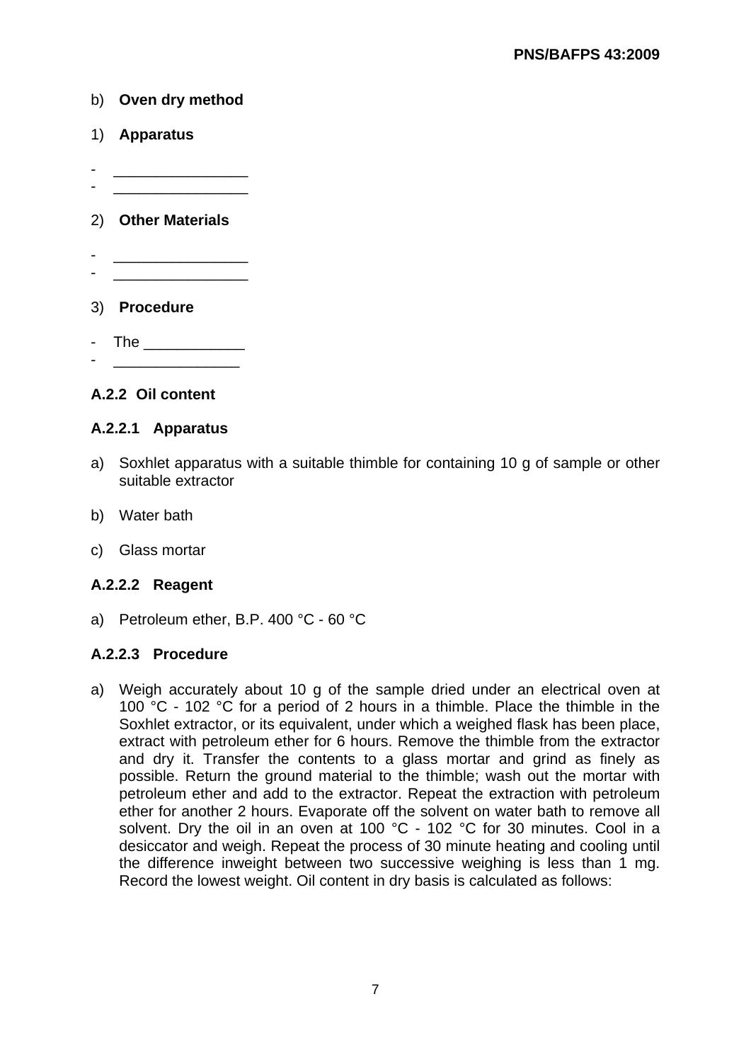b) **Oven dry method**

1) **Apparatus**

- ________________
- ________________

2) **Other Materials**

- ________________
- ________________

3) **Procedure**

- The ____________
- _______________

**A.2.2 Oil content**

**A.2.2.1 Apparatus**

a) Soxhlet apparatus with a suitable thimble for containing 10 g of sample or other suitable extractor

b) Water bath

c) Glass mortar

**A.2.2.2 Reagent**

a) Petroleum ether, B.P. 400 °C - 60 °C

**A.2.2.3 Procedure**

a) Weigh accurately about 10 g of the sample dried under an electrical oven at 100 °C - 102 °C for a period of 2 hours in a thimble. Place the thimble in the Soxhlet extractor, or its equivalent, under which a weighed flask has been place, extract with petroleum ether for 6 hours. Remove the thimble from the extractor and dry it. Transfer the contents to a glass mortar and grind as finely as possible. Return the ground material to the thimble; wash out the mortar with petroleum ether and add to the extractor. Repeat the extraction with petroleum ether for another 2 hours. Evaporate off the solvent on water bath to remove all solvent. Dry the oil in an oven at 100 °C - 102 °C for 30 minutes. Cool in a desiccator and weigh. Repeat the process of 30 minute heating and cooling until the difference inweight between two successive weighing is less than 1 mg. Record the lowest weight. Oil content in dry basis is calculated as follows: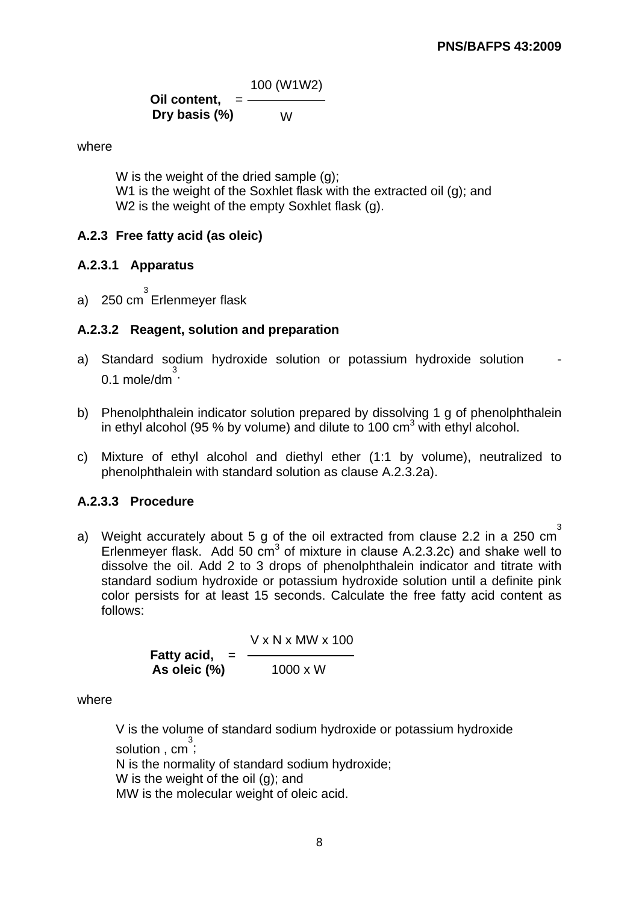$$\text{Oil content, Dry basis (\%)} = \frac{100\,(W1W2)}{W}$$

where

W is the weight of the dried sample (g);
W1 is the weight of the Soxhlet flask with the extracted oil (g); and
W2 is the weight of the empty Soxhlet flask (g).

### A.2.3 Free fatty acid (as oleic)

#### A.2.3.1 Apparatus

a) 250 $cm^3$ Erlenmeyer flask

#### A.2.3.2 Reagent, solution and preparation

a) Standard sodium hydroxide solution or potassium hydroxide solution - 0.1 mole/$dm^3$.

b) Phenolphthalein indicator solution prepared by dissolving 1 g of phenolphthalein in ethyl alcohol (95 % by volume) and dilute to 100 $cm^3$ with ethyl alcohol.

c) Mixture of ethyl alcohol and diethyl ether (1:1 by volume), neutralized to phenolphthalein with standard solution as clause A.2.3.2a).

#### A.2.3.3 Procedure

a) Weight accurately about 5 g of the oil extracted from clause 2.2 in a 250 $cm^3$ Erlenmeyer flask. Add 50 $cm^3$ of mixture in clause A.2.3.2c) and shake well to dissolve the oil. Add 2 to 3 drops of phenolphthalein indicator and titrate with standard sodium hydroxide or potassium hydroxide solution until a definite pink color persists for at least 15 seconds. Calculate the free fatty acid content as follows:

$$\text{Fatty acid, As oleic (\%)} = \frac{V \times N \times MW \times 100}{1000 \times W}$$

where

V is the volume of standard sodium hydroxide or potassium hydroxide solution , $cm^3$;
N is the normality of standard sodium hydroxide;
W is the weight of the oil (g); and
MW is the molecular weight of oleic acid.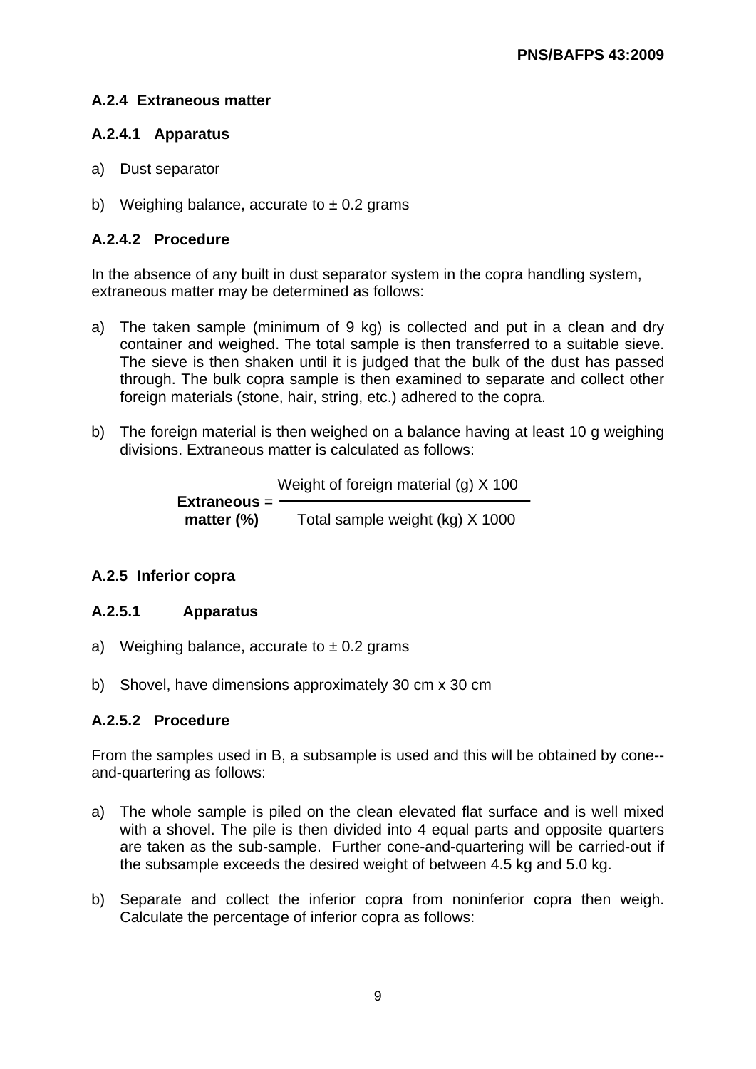### A.2.4 Extraneous matter

#### A.2.4.1 Apparatus

a) Dust separator

b) Weighing balance, accurate to ± 0.2 grams

#### A.2.4.2 Procedure

In the absence of any built in dust separator system in the copra handling system, extraneous matter may be determined as follows:

a) The taken sample (minimum of 9 kg) is collected and put in a clean and dry container and weighed. The total sample is then transferred to a suitable sieve. The sieve is then shaken until it is judged that the bulk of the dust has passed through. The bulk copra sample is then examined to separate and collect other foreign materials (stone, hair, string, etc.) adhered to the copra.

b) The foreign material is then weighed on a balance having at least 10 g weighing divisions. Extraneous matter is calculated as follows:

$$\textbf{Extraneous matter (\%)} = \frac{\text{Weight of foreign material (g) X 100}}{\text{Total sample weight (kg) X 1000}}$$

### A.2.5 Inferior copra

#### A.2.5.1 Apparatus

a) Weighing balance, accurate to ± 0.2 grams

b) Shovel, have dimensions approximately 30 cm x 30 cm

#### A.2.5.2 Procedure

From the samples used in B, a subsample is used and this will be obtained by cone--and-quartering as follows:

a) The whole sample is piled on the clean elevated flat surface and is well mixed with a shovel. The pile is then divided into 4 equal parts and opposite quarters are taken as the sub-sample. Further cone-and-quartering will be carried-out if the subsample exceeds the desired weight of between 4.5 kg and 5.0 kg.

b) Separate and collect the inferior copra from noninferior copra then weigh. Calculate the percentage of inferior copra as follows: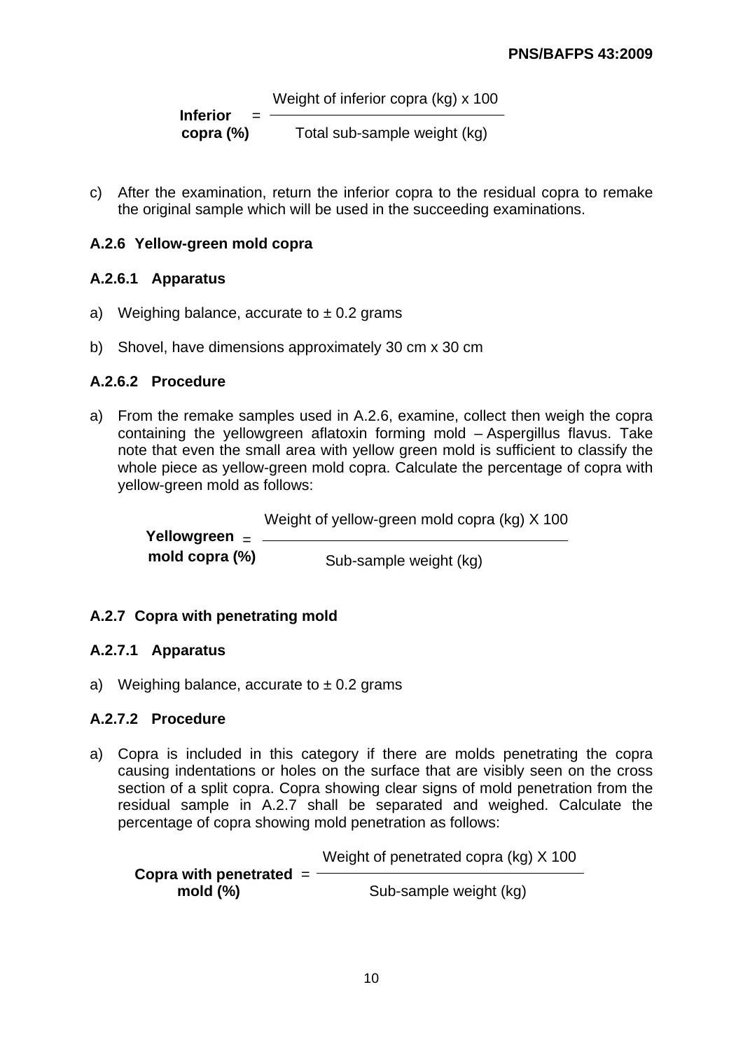$$\textbf{Inferior copra (\%)} = \frac{\text{Weight of inferior copra (kg) x 100}}{\text{Total sub-sample weight (kg)}}$$

c) After the examination, return the inferior copra to the residual copra to remake the original sample which will be used in the succeeding examinations.

### A.2.6 Yellow-green mold copra

#### A.2.6.1 Apparatus

a) Weighing balance, accurate to ± 0.2 grams

b) Shovel, have dimensions approximately 30 cm x 30 cm

#### A.2.6.2 Procedure

a) From the remake samples used in A.2.6, examine, collect then weigh the copra containing the yellowgreen aflatoxin forming mold – Aspergillus flavus. Take note that even the small area with yellow green mold is sufficient to classify the whole piece as yellow-green mold copra. Calculate the percentage of copra with yellow-green mold as follows:

$$\textbf{Yellowgreen mold copra (\%)} = \frac{\text{Weight of yellow-green mold copra (kg) X 100}}{\text{Sub-sample weight (kg)}}$$

### A.2.7 Copra with penetrating mold

#### A.2.7.1 Apparatus

a) Weighing balance, accurate to ± 0.2 grams

#### A.2.7.2 Procedure

a) Copra is included in this category if there are molds penetrating the copra causing indentations or holes on the surface that are visibly seen on the cross section of a split copra. Copra showing clear signs of mold penetration from the residual sample in A.2.7 shall be separated and weighed. Calculate the percentage of copra showing mold penetration as follows:

$$\textbf{Copra with penetrated mold (\%)} = \frac{\text{Weight of penetrated copra (kg) X 100}}{\text{Sub-sample weight (kg)}}$$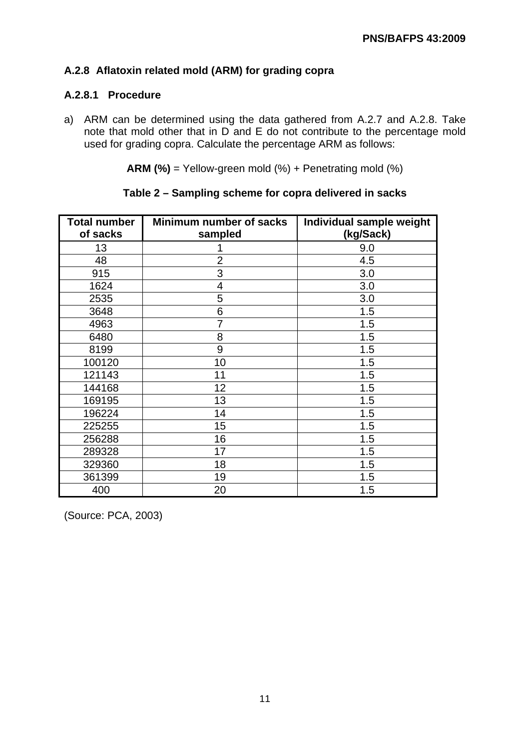### A.2.8 Aflatoxin related mold (ARM) for grading copra

#### A.2.8.1 Procedure

a) ARM can be determined using the data gathered from A.2.7 and A.2.8. Take note that mold other that in D and E do not contribute to the percentage mold used for grading copra. Calculate the percentage ARM as follows:

**ARM (%)** = Yellow-green mold (%) + Penetrating mold (%)

**Table 2 – Sampling scheme for copra delivered in sacks**

| Total number of sacks | Minimum number of sacks sampled | Individual sample weight (kg/Sack) |
|---|---|---|
| 13 | 1 | 9.0 |
| 48 | 2 | 4.5 |
| 915 | 3 | 3.0 |
| 1624 | 4 | 3.0 |
| 2535 | 5 | 3.0 |
| 3648 | 6 | 1.5 |
| 4963 | 7 | 1.5 |
| 6480 | 8 | 1.5 |
| 8199 | 9 | 1.5 |
| 100120 | 10 | 1.5 |
| 121143 | 11 | 1.5 |
| 144168 | 12 | 1.5 |
| 169195 | 13 | 1.5 |
| 196224 | 14 | 1.5 |
| 225255 | 15 | 1.5 |
| 256288 | 16 | 1.5 |
| 289328 | 17 | 1.5 |
| 329360 | 18 | 1.5 |
| 361399 | 19 | 1.5 |
| 400 | 20 | 1.5 |

(Source: PCA, 2003)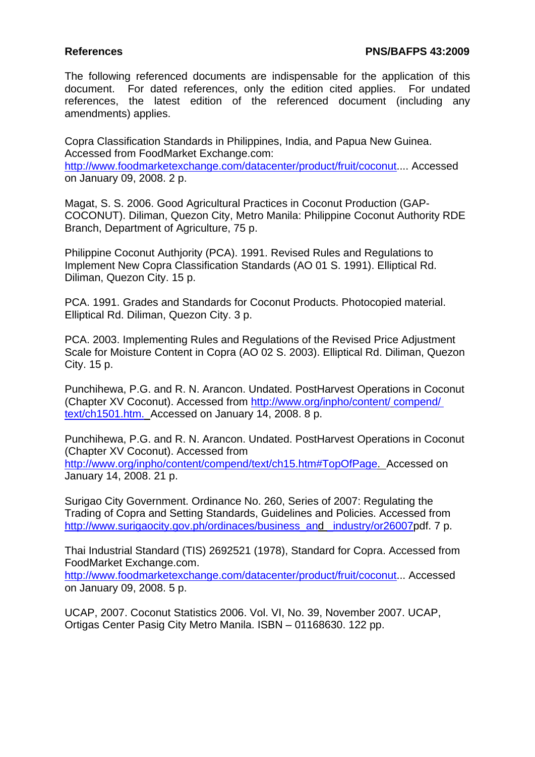# References

The following referenced documents are indispensable for the application of this document. For dated references, only the edition cited applies. For undated references, the latest edition of the referenced document (including any amendments) applies.

Copra Classification Standards in Philippines, India, and Papua New Guinea. Accessed from FoodMarket Exchange.com: http://www.foodmarketexchange.com/datacenter/product/fruit/coconut.... Accessed on January 09, 2008. 2 p.

Magat, S. S. 2006. Good Agricultural Practices in Coconut Production (GAP-COCONUT). Diliman, Quezon City, Metro Manila: Philippine Coconut Authority RDE Branch, Department of Agriculture, 75 p.

Philippine Coconut Authjority (PCA). 1991. Revised Rules and Regulations to Implement New Copra Classification Standards (AO 01 S. 1991). Elliptical Rd. Diliman, Quezon City. 15 p.

PCA. 1991. Grades and Standards for Coconut Products. Photocopied material. Elliptical Rd. Diliman, Quezon City. 3 p.

PCA. 2003. Implementing Rules and Regulations of the Revised Price Adjustment Scale for Moisture Content in Copra (AO 02 S. 2003). Elliptical Rd. Diliman, Quezon City. 15 p.

Punchihewa, P.G. and R. N. Arancon. Undated. PostHarvest Operations in Coconut (Chapter XV Coconut). Accessed from http://www.org/inpho/content/ compend/ text/ch1501.htm. Accessed on January 14, 2008. 8 p.

Punchihewa, P.G. and R. N. Arancon. Undated. PostHarvest Operations in Coconut (Chapter XV Coconut). Accessed from http://www.org/inpho/content/compend/text/ch15.htm#TopOfPage. Accessed on January 14, 2008. 21 p.

Surigao City Government. Ordinance No. 260, Series of 2007: Regulating the Trading of Copra and Setting Standards, Guidelines and Policies. Accessed from http://www.surigaocity.gov.ph/ordinaces/business_and_ industry/or26007pdf. 7 p.

Thai Industrial Standard (TIS) 2692521 (1978), Standard for Copra. Accessed from FoodMarket Exchange.com. http://www.foodmarketexchange.com/datacenter/product/fruit/coconut... Accessed on January 09, 2008. 5 p.

UCAP, 2007. Coconut Statistics 2006. Vol. VI, No. 39, November 2007. UCAP, Ortigas Center Pasig City Metro Manila. ISBN – 01168630. 122 pp.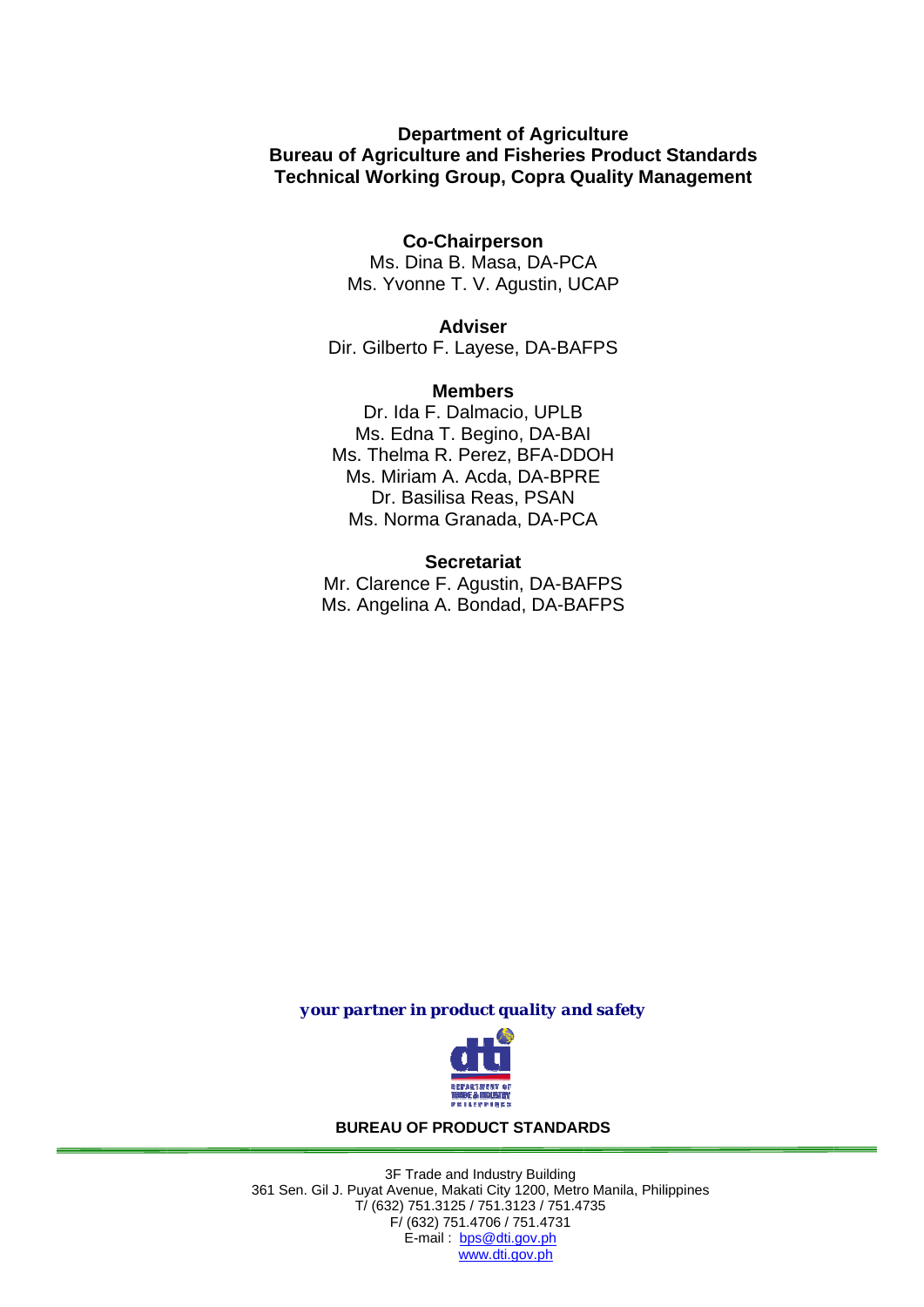**Department of Agriculture**
**Bureau of Agriculture and Fisheries Product Standards**
**Technical Working Group, Copra Quality Management**

**Co-Chairperson**

Ms. Dina B. Masa, DA-PCA
Ms. Yvonne T. V. Agustin, UCAP

**Adviser**

Dir. Gilberto F. Layese, DA-BAFPS

**Members**

Dr. Ida F. Dalmacio, UPLB
Ms. Edna T. Begino, DA-BAI
Ms. Thelma R. Perez, BFA-DDOH
Ms. Miriam A. Acda, DA-BPRE
Dr. Basilisa Reas, PSAN
Ms. Norma Granada, DA-PCA

**Secretariat**

Mr. Clarence F. Agustin, DA-BAFPS
Ms. Angelina A. Bondad, DA-BAFPS

***your partner in product quality and safety***

**BUREAU OF PRODUCT STANDARDS**

3F Trade and Industry Building
361 Sen. Gil J. Puyat Avenue, Makati City 1200, Metro Manila, Philippines
T/ (632) 751.3125 / 751.3123 / 751.4735
F/ (632) 751.4706 / 751.4731
E-mail : bps@dti.gov.ph
www.dti.gov.ph